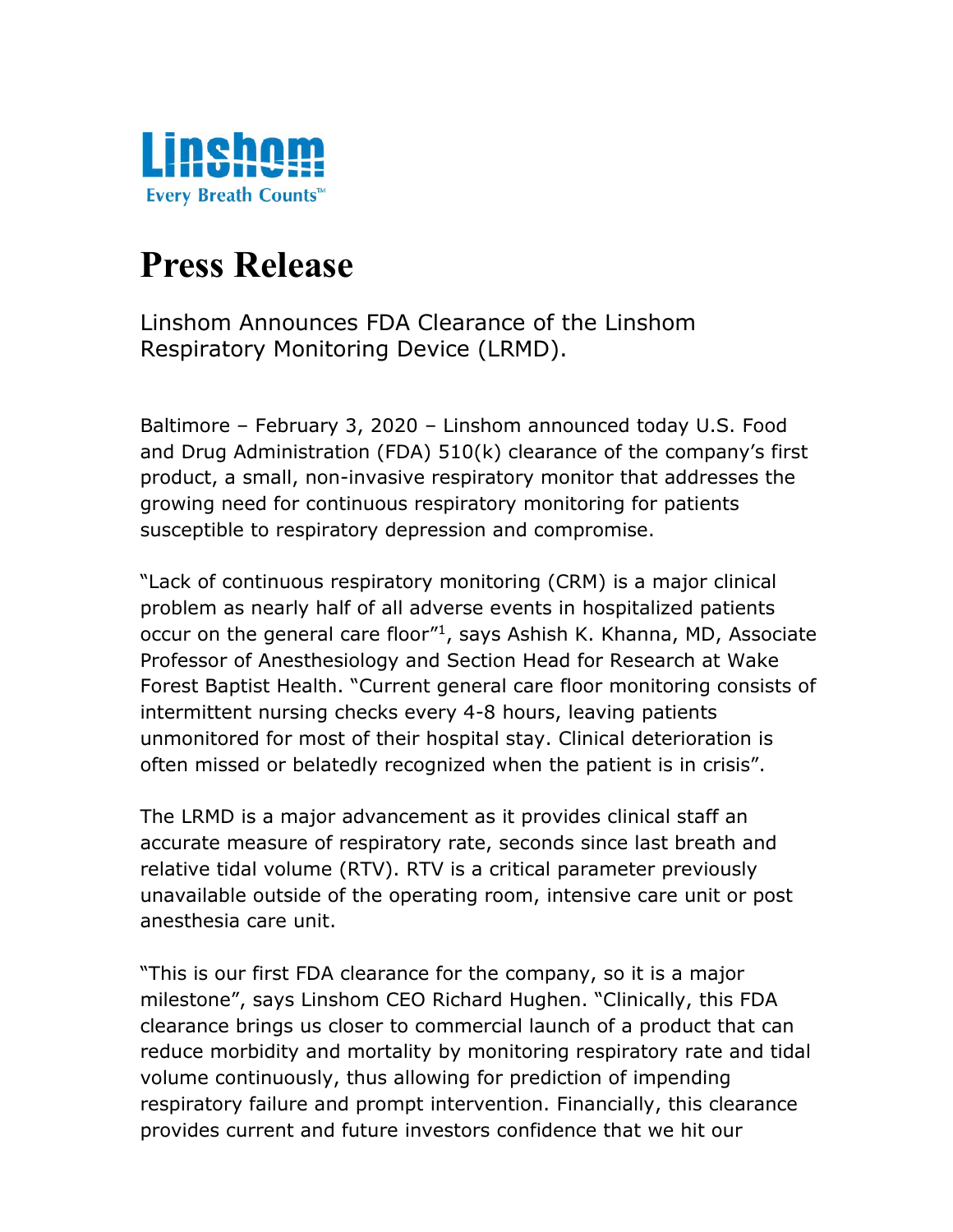Linshom

Every Breath Counts™

# Press Release

Linshom Announces FDA Clearance of the Linshom Respiratory Monitoring Device (LRMD).

Baltimore – February 3, 2020 – Linshom announced today U.S. Food and Drug Administration (FDA) 510(k) clearance of the company's first product, a small, non-invasive respiratory monitor that addresses the growing need for continuous respiratory monitoring for patients susceptible to respiratory depression and compromise.

"Lack of continuous respiratory monitoring (CRM) is a major clinical problem as nearly half of all adverse events in hospitalized patients occur on the general care floor"[1], says Ashish K. Khanna, MD, Associate Professor of Anesthesiology and Section Head for Research at Wake Forest Baptist Health. "Current general care floor monitoring consists of intermittent nursing checks every 4-8 hours, leaving patients unmonitored for most of their hospital stay. Clinical deterioration is often missed or belatedly recognized when the patient is in crisis".

The LRMD is a major advancement as it provides clinical staff an accurate measure of respiratory rate, seconds since last breath and relative tidal volume (RTV). RTV is a critical parameter previously unavailable outside of the operating room, intensive care unit or post anesthesia care unit.

"This is our first FDA clearance for the company, so it is a major milestone", says Linshom CEO Richard Hughen. "Clinically, this FDA clearance brings us closer to commercial launch of a product that can reduce morbidity and mortality by monitoring respiratory rate and tidal volume continuously, thus allowing for prediction of impending respiratory failure and prompt intervention. Financially, this clearance provides current and future investors confidence that we hit our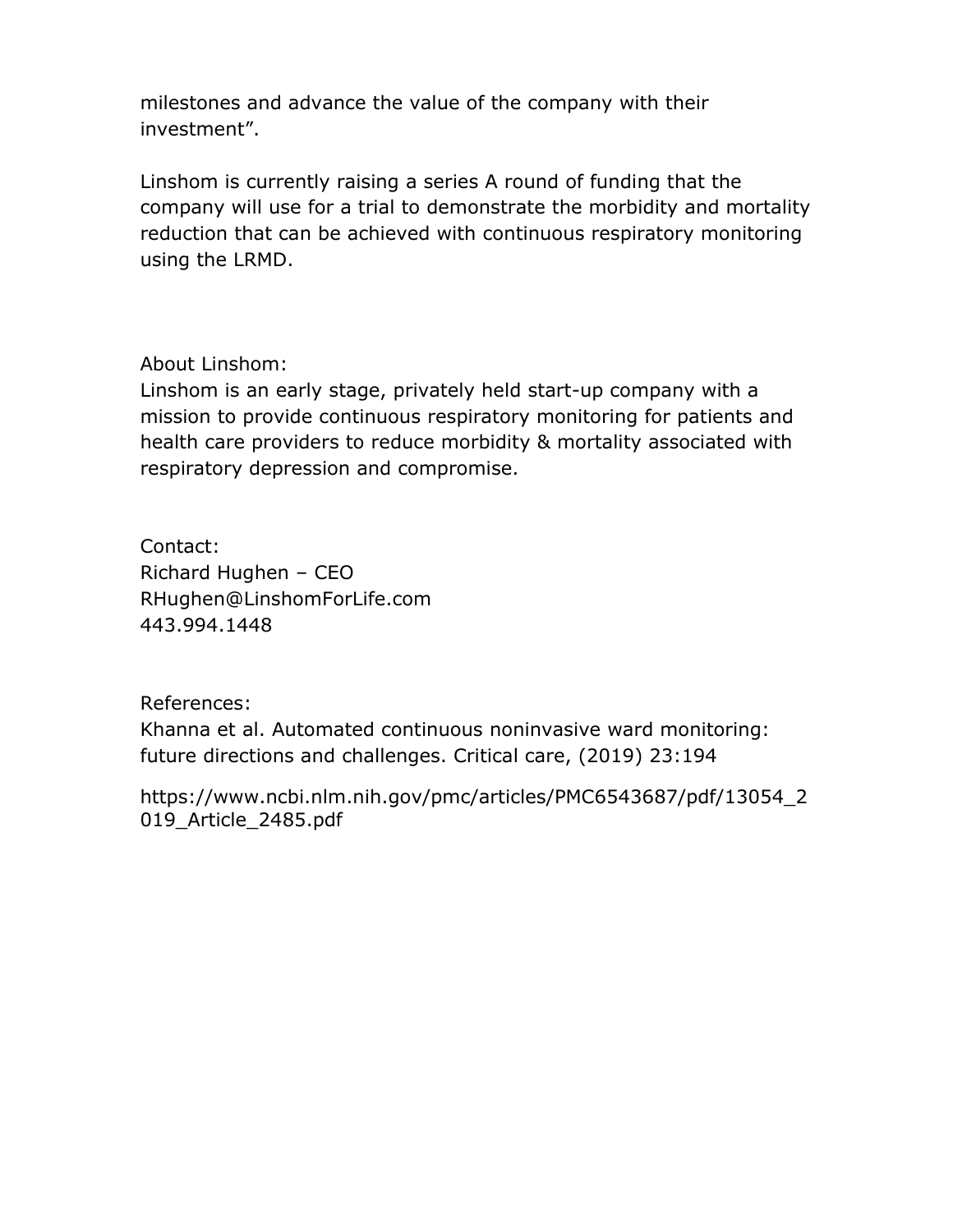milestones and advance the value of the company with their investment”.

Linshom is currently raising a series A round of funding that the company will use for a trial to demonstrate the morbidity and mortality reduction that can be achieved with continuous respiratory monitoring using the LRMD.

About Linshom:
Linshom is an early stage, privately held start-up company with a mission to provide continuous respiratory monitoring for patients and health care providers to reduce morbidity & mortality associated with respiratory depression and compromise.

Contact:
Richard Hughen – CEO
RHughen@LinshomForLife.com
443.994.1448

References:
Khanna et al. Automated continuous noninvasive ward monitoring: future directions and challenges. Critical care, (2019) 23:194

https://www.ncbi.nlm.nih.gov/pmc/articles/PMC6543687/pdf/13054_2019_Article_2485.pdf